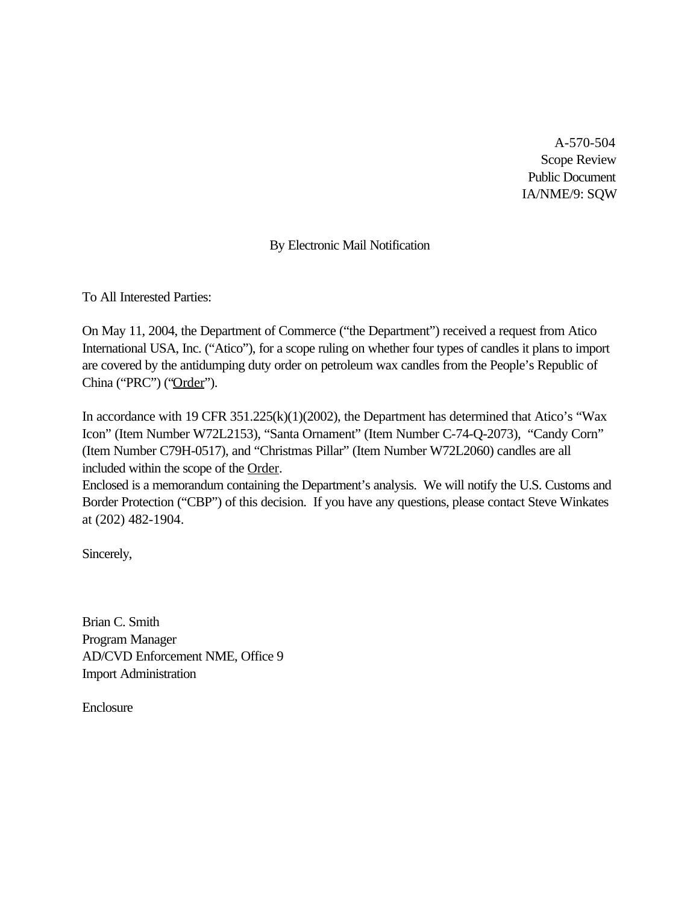A-570-504
Scope Review
Public Document
IA/NME/9: SQW

By Electronic Mail Notification

To All Interested Parties:

On May 11, 2004, the Department of Commerce ("the Department") received a request from Atico International USA, Inc. ("Atico"), for a scope ruling on whether four types of candles it plans to import are covered by the antidumping duty order on petroleum wax candles from the People's Republic of China ("PRC") ("Order").

In accordance with 19 CFR 351.225(k)(1)(2002), the Department has determined that Atico's "Wax Icon" (Item Number W72L2153), "Santa Ornament" (Item Number C-74-Q-2073), "Candy Corn" (Item Number C79H-0517), and "Christmas Pillar" (Item Number W72L2060) candles are all included within the scope of the Order.

Enclosed is a memorandum containing the Department's analysis. We will notify the U.S. Customs and Border Protection ("CBP") of this decision. If you have any questions, please contact Steve Winkates at (202) 482-1904.

Sincerely,

Brian C. Smith
Program Manager
AD/CVD Enforcement NME, Office 9
Import Administration

Enclosure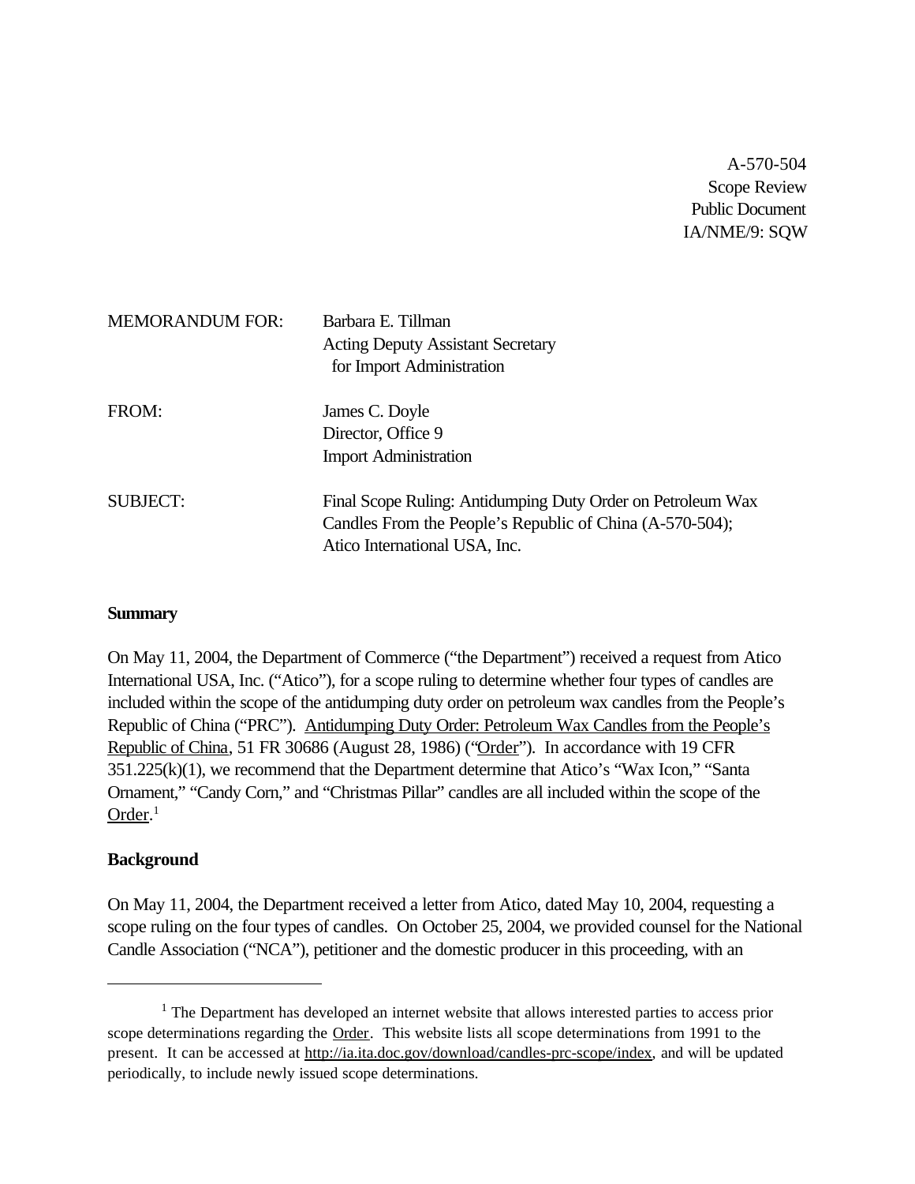A-570-504
Scope Review
Public Document
IA/NME/9: SQW

MEMORANDUM FOR: Barbara E. Tillman
Acting Deputy Assistant Secretary
for Import Administration

FROM: James C. Doyle
Director, Office 9
Import Administration

SUBJECT: Final Scope Ruling: Antidumping Duty Order on Petroleum Wax Candles From the People's Republic of China (A-570-504); Atico International USA, Inc.

**Summary**

On May 11, 2004, the Department of Commerce ("the Department") received a request from Atico International USA, Inc. ("Atico"), for a scope ruling to determine whether four types of candles are included within the scope of the antidumping duty order on petroleum wax candles from the People's Republic of China ("PRC"). Antidumping Duty Order: Petroleum Wax Candles from the People's Republic of China, 51 FR 30686 (August 28, 1986) ("Order"). In accordance with 19 CFR 351.225(k)(1), we recommend that the Department determine that Atico's "Wax Icon," "Santa Ornament," "Candy Corn," and "Christmas Pillar" candles are all included within the scope of the Order.[1]

**Background**

On May 11, 2004, the Department received a letter from Atico, dated May 10, 2004, requesting a scope ruling on the four types of candles. On October 25, 2004, we provided counsel for the National Candle Association ("NCA"), petitioner and the domestic producer in this proceeding, with an

[1] The Department has developed an internet website that allows interested parties to access prior scope determinations regarding the Order. This website lists all scope determinations from 1991 to the present. It can be accessed at http://ia.ita.doc.gov/download/candles-prc-scope/index, and will be updated periodically, to include newly issued scope determinations.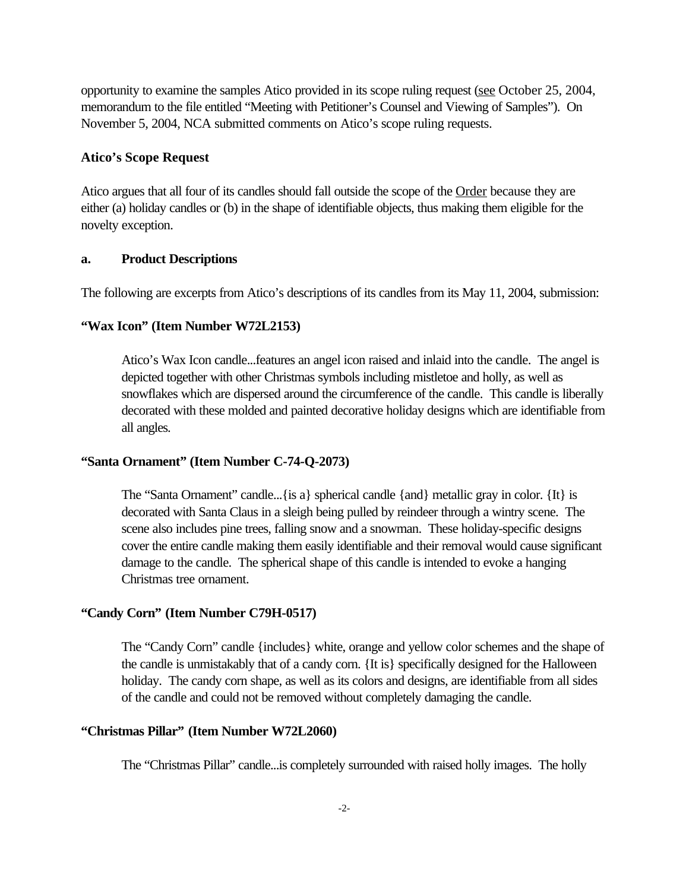opportunity to examine the samples Atico provided in its scope ruling request (see October 25, 2004, memorandum to the file entitled "Meeting with Petitioner's Counsel and Viewing of Samples"). On November 5, 2004, NCA submitted comments on Atico's scope ruling requests.

### Atico's Scope Request

Atico argues that all four of its candles should fall outside the scope of the Order because they are either (a) holiday candles or (b) in the shape of identifiable objects, thus making them eligible for the novelty exception.

### a. Product Descriptions

The following are excerpts from Atico's descriptions of its candles from its May 11, 2004, submission:

**"Wax Icon" (Item Number W72L2153)**

> Atico's Wax Icon candle...features an angel icon raised and inlaid into the candle. The angel is depicted together with other Christmas symbols including mistletoe and holly, as well as snowflakes which are dispersed around the circumference of the candle. This candle is liberally decorated with these molded and painted decorative holiday designs which are identifiable from all angles.

**"Santa Ornament" (Item Number C-74-Q-2073)**

> The "Santa Ornament" candle...{is a} spherical candle {and} metallic gray in color. {It} is decorated with Santa Claus in a sleigh being pulled by reindeer through a wintry scene. The scene also includes pine trees, falling snow and a snowman. These holiday-specific designs cover the entire candle making them easily identifiable and their removal would cause significant damage to the candle. The spherical shape of this candle is intended to evoke a hanging Christmas tree ornament.

**"Candy Corn" (Item Number C79H-0517)**

> The "Candy Corn" candle {includes} white, orange and yellow color schemes and the shape of the candle is unmistakably that of a candy corn. {It is} specifically designed for the Halloween holiday. The candy corn shape, as well as its colors and designs, are identifiable from all sides of the candle and could not be removed without completely damaging the candle.

**"Christmas Pillar" (Item Number W72L2060)**

> The "Christmas Pillar" candle...is completely surrounded with raised holly images. The holly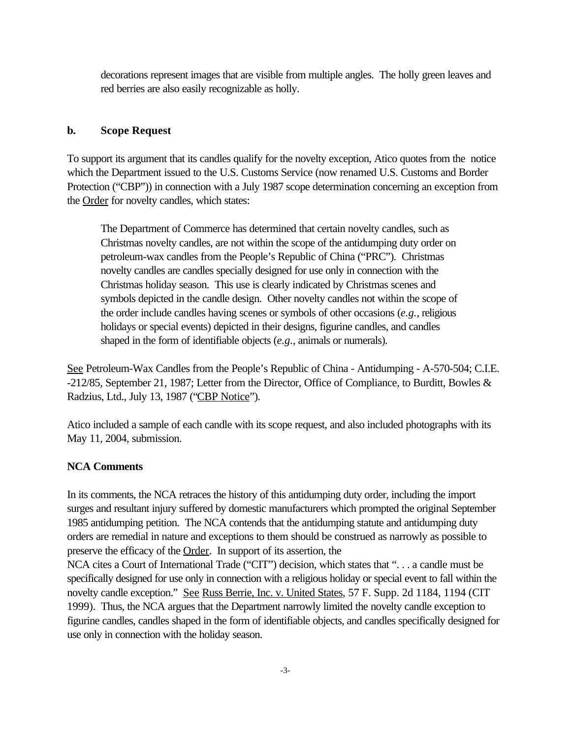decorations represent images that are visible from multiple angles. The holly green leaves and red berries are also easily recognizable as holly.

### b. Scope Request

To support its argument that its candles qualify for the novelty exception, Atico quotes from the notice which the Department issued to the U.S. Customs Service (now renamed U.S. Customs and Border Protection ("CBP")) in connection with a July 1987 scope determination concerning an exception from the Order for novelty candles, which states:

> The Department of Commerce has determined that certain novelty candles, such as Christmas novelty candles, are not within the scope of the antidumping duty order on petroleum-wax candles from the People's Republic of China ("PRC"). Christmas novelty candles are candles specially designed for use only in connection with the Christmas holiday season. This use is clearly indicated by Christmas scenes and symbols depicted in the candle design. Other novelty candles not within the scope of the order include candles having scenes or symbols of other occasions (*e.g.*, religious holidays or special events) depicted in their designs, figurine candles, and candles shaped in the form of identifiable objects (*e.g.*, animals or numerals).

See Petroleum-Wax Candles from the People's Republic of China - Antidumping - A-570-504; C.I.E. -212/85, September 21, 1987; Letter from the Director, Office of Compliance, to Burditt, Bowles & Radzius, Ltd., July 13, 1987 ("CBP Notice").

Atico included a sample of each candle with its scope request, and also included photographs with its May 11, 2004, submission.

**NCA Comments**

In its comments, the NCA retraces the history of this antidumping duty order, including the import surges and resultant injury suffered by domestic manufacturers which prompted the original September 1985 antidumping petition. The NCA contends that the antidumping statute and antidumping duty orders are remedial in nature and exceptions to them should be construed as narrowly as possible to preserve the efficacy of the Order. In support of its assertion, the NCA cites a Court of International Trade ("CIT") decision, which states that ". . . a candle must be specifically designed for use only in connection with a religious holiday or special event to fall within the novelty candle exception." See Russ Berrie, Inc. v. United States, 57 F. Supp. 2d 1184, 1194 (CIT 1999). Thus, the NCA argues that the Department narrowly limited the novelty candle exception to figurine candles, candles shaped in the form of identifiable objects, and candles specifically designed for use only in connection with the holiday season.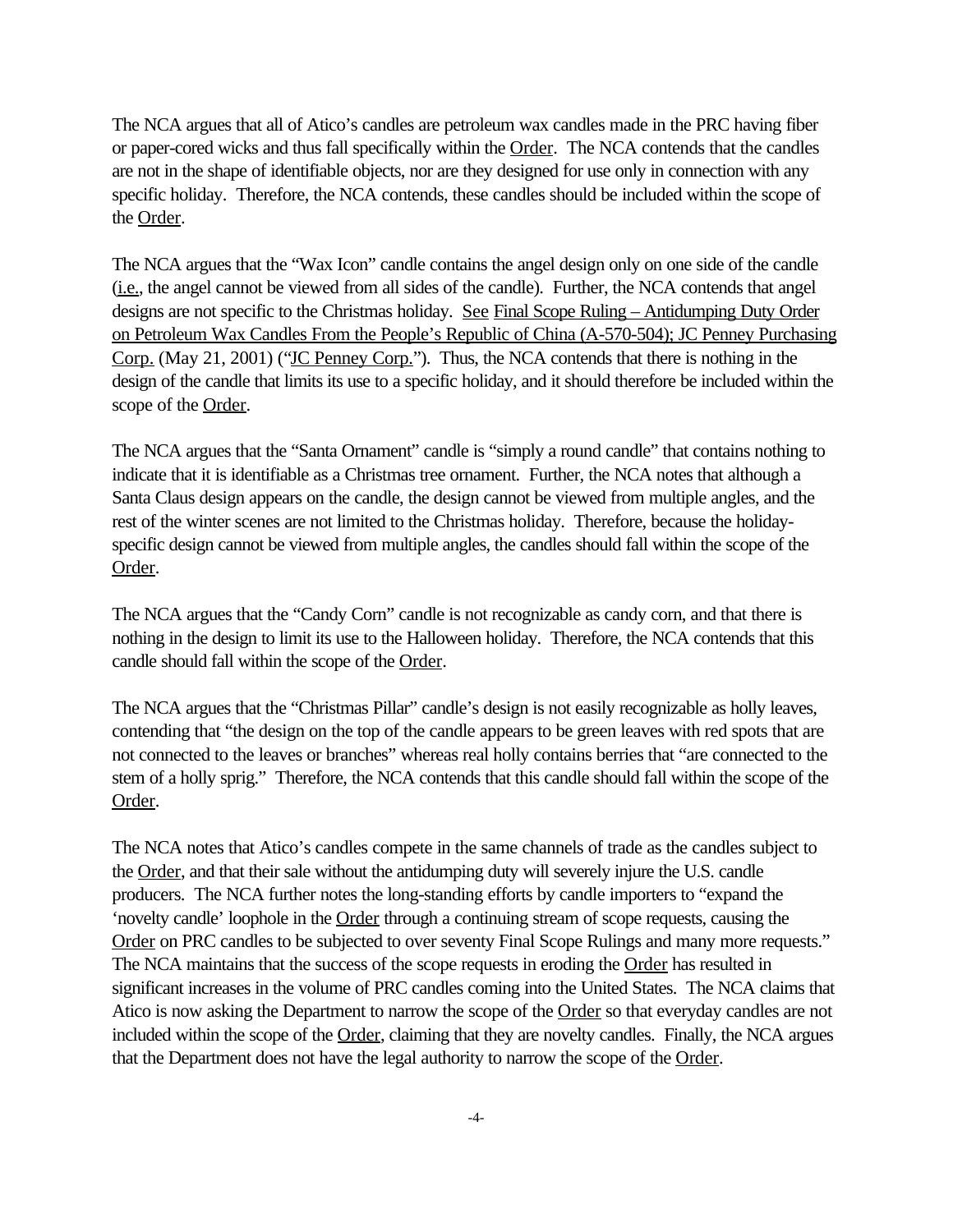The NCA argues that all of Atico's candles are petroleum wax candles made in the PRC having fiber or paper-cored wicks and thus fall specifically within the Order. The NCA contends that the candles are not in the shape of identifiable objects, nor are they designed for use only in connection with any specific holiday. Therefore, the NCA contends, these candles should be included within the scope of the Order.

The NCA argues that the "Wax Icon" candle contains the angel design only on one side of the candle (i.e., the angel cannot be viewed from all sides of the candle). Further, the NCA contends that angel designs are not specific to the Christmas holiday. See Final Scope Ruling – Antidumping Duty Order on Petroleum Wax Candles From the People's Republic of China (A-570-504); JC Penney Purchasing Corp. (May 21, 2001) ("JC Penney Corp."). Thus, the NCA contends that there is nothing in the design of the candle that limits its use to a specific holiday, and it should therefore be included within the scope of the Order.

The NCA argues that the "Santa Ornament" candle is "simply a round candle" that contains nothing to indicate that it is identifiable as a Christmas tree ornament. Further, the NCA notes that although a Santa Claus design appears on the candle, the design cannot be viewed from multiple angles, and the rest of the winter scenes are not limited to the Christmas holiday. Therefore, because the holiday-specific design cannot be viewed from multiple angles, the candles should fall within the scope of the Order.

The NCA argues that the "Candy Corn" candle is not recognizable as candy corn, and that there is nothing in the design to limit its use to the Halloween holiday. Therefore, the NCA contends that this candle should fall within the scope of the Order.

The NCA argues that the "Christmas Pillar" candle's design is not easily recognizable as holly leaves, contending that "the design on the top of the candle appears to be green leaves with red spots that are not connected to the leaves or branches" whereas real holly contains berries that "are connected to the stem of a holly sprig." Therefore, the NCA contends that this candle should fall within the scope of the Order.

The NCA notes that Atico's candles compete in the same channels of trade as the candles subject to the Order, and that their sale without the antidumping duty will severely injure the U.S. candle producers. The NCA further notes the long-standing efforts by candle importers to "expand the 'novelty candle' loophole in the Order through a continuing stream of scope requests, causing the Order on PRC candles to be subjected to over seventy Final Scope Rulings and many more requests." The NCA maintains that the success of the scope requests in eroding the Order has resulted in significant increases in the volume of PRC candles coming into the United States. The NCA claims that Atico is now asking the Department to narrow the scope of the Order so that everyday candles are not included within the scope of the Order, claiming that they are novelty candles. Finally, the NCA argues that the Department does not have the legal authority to narrow the scope of the Order.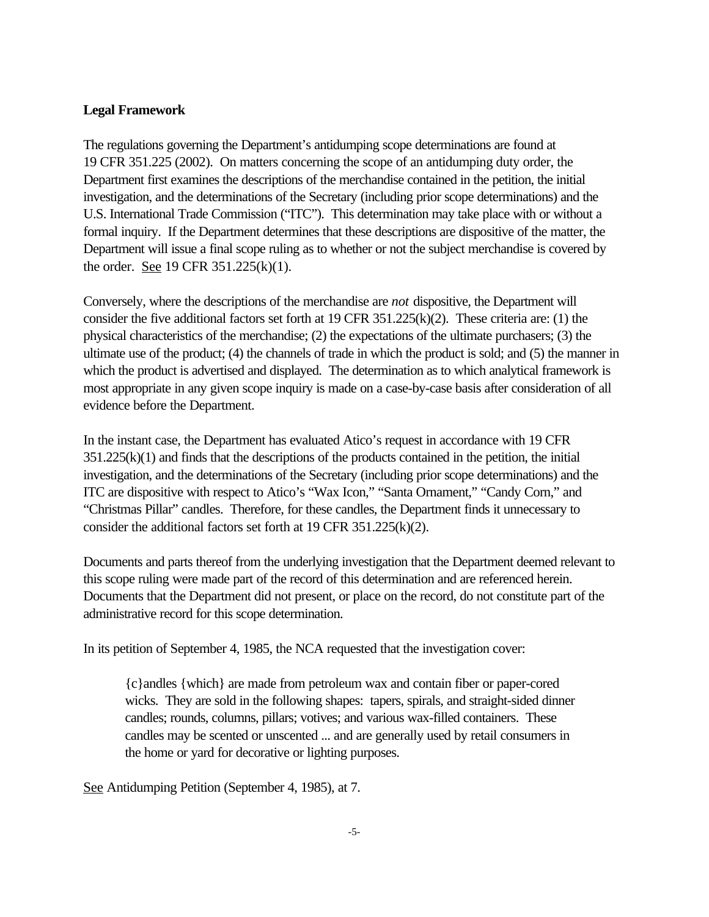**Legal Framework**

The regulations governing the Department's antidumping scope determinations are found at 19 CFR 351.225 (2002). On matters concerning the scope of an antidumping duty order, the Department first examines the descriptions of the merchandise contained in the petition, the initial investigation, and the determinations of the Secretary (including prior scope determinations) and the U.S. International Trade Commission ("ITC"). This determination may take place with or without a formal inquiry. If the Department determines that these descriptions are dispositive of the matter, the Department will issue a final scope ruling as to whether or not the subject merchandise is covered by the order. See 19 CFR 351.225(k)(1).

Conversely, where the descriptions of the merchandise are *not* dispositive, the Department will consider the five additional factors set forth at 19 CFR 351.225(k)(2). These criteria are: (1) the physical characteristics of the merchandise; (2) the expectations of the ultimate purchasers; (3) the ultimate use of the product; (4) the channels of trade in which the product is sold; and (5) the manner in which the product is advertised and displayed. The determination as to which analytical framework is most appropriate in any given scope inquiry is made on a case-by-case basis after consideration of all evidence before the Department.

In the instant case, the Department has evaluated Atico's request in accordance with 19 CFR 351.225(k)(1) and finds that the descriptions of the products contained in the petition, the initial investigation, and the determinations of the Secretary (including prior scope determinations) and the ITC are dispositive with respect to Atico's "Wax Icon," "Santa Ornament," "Candy Corn," and "Christmas Pillar" candles. Therefore, for these candles, the Department finds it unnecessary to consider the additional factors set forth at 19 CFR 351.225(k)(2).

Documents and parts thereof from the underlying investigation that the Department deemed relevant to this scope ruling were made part of the record of this determination and are referenced herein. Documents that the Department did not present, or place on the record, do not constitute part of the administrative record for this scope determination.

In its petition of September 4, 1985, the NCA requested that the investigation cover:

> {c}andles {which} are made from petroleum wax and contain fiber or paper-cored wicks. They are sold in the following shapes: tapers, spirals, and straight-sided dinner candles; rounds, columns, pillars; votives; and various wax-filled containers. These candles may be scented or unscented ... and are generally used by retail consumers in the home or yard for decorative or lighting purposes.

See Antidumping Petition (September 4, 1985), at 7.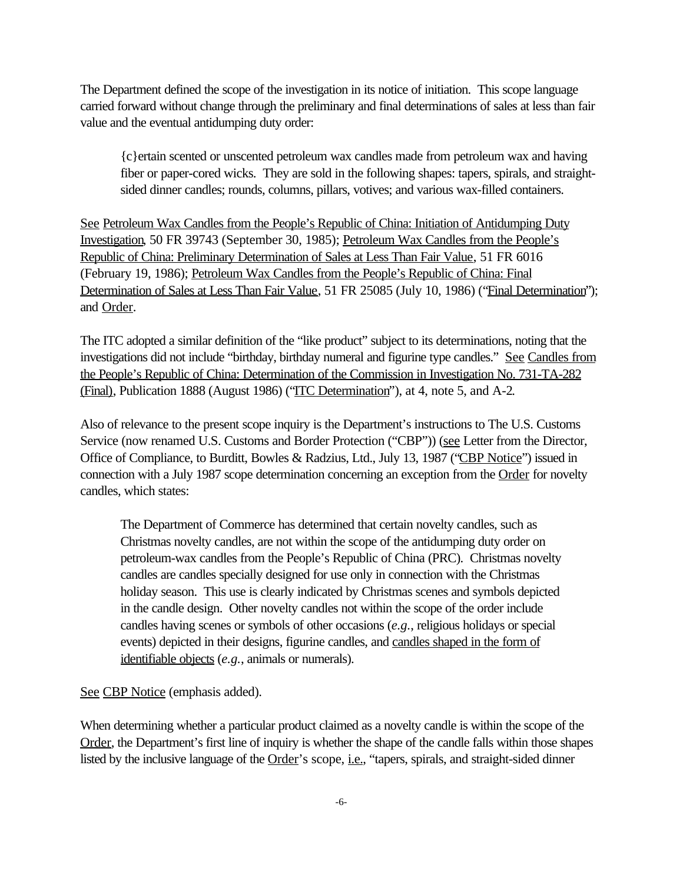The Department defined the scope of the investigation in its notice of initiation. This scope language carried forward without change through the preliminary and final determinations of sales at less than fair value and the eventual antidumping duty order:

> {c}ertain scented or unscented petroleum wax candles made from petroleum wax and having fiber or paper-cored wicks. They are sold in the following shapes: tapers, spirals, and straight-sided dinner candles; rounds, columns, pillars, votives; and various wax-filled containers.

See Petroleum Wax Candles from the People's Republic of China: Initiation of Antidumping Duty Investigation, 50 FR 39743 (September 30, 1985); Petroleum Wax Candles from the People's Republic of China: Preliminary Determination of Sales at Less Than Fair Value, 51 FR 6016 (February 19, 1986); Petroleum Wax Candles from the People's Republic of China: Final Determination of Sales at Less Than Fair Value, 51 FR 25085 (July 10, 1986) ("Final Determination"); and Order.

The ITC adopted a similar definition of the "like product" subject to its determinations, noting that the investigations did not include "birthday, birthday numeral and figurine type candles." See Candles from the People's Republic of China: Determination of the Commission in Investigation No. 731-TA-282 (Final), Publication 1888 (August 1986) ("ITC Determination"), at 4, note 5, and A-2.

Also of relevance to the present scope inquiry is the Department's instructions to The U.S. Customs Service (now renamed U.S. Customs and Border Protection ("CBP")) (see Letter from the Director, Office of Compliance, to Burditt, Bowles & Radzius, Ltd., July 13, 1987 ("CBP Notice") issued in connection with a July 1987 scope determination concerning an exception from the Order for novelty candles, which states:

> The Department of Commerce has determined that certain novelty candles, such as Christmas novelty candles, are not within the scope of the antidumping duty order on petroleum-wax candles from the People's Republic of China (PRC). Christmas novelty candles are candles specially designed for use only in connection with the Christmas holiday season. This use is clearly indicated by Christmas scenes and symbols depicted in the candle design. Other novelty candles not within the scope of the order include candles having scenes or symbols of other occasions (*e.g.*, religious holidays or special events) depicted in their designs, figurine candles, and candles shaped in the form of identifiable objects (*e.g.*, animals or numerals).

See CBP Notice (emphasis added).

When determining whether a particular product claimed as a novelty candle is within the scope of the Order, the Department's first line of inquiry is whether the shape of the candle falls within those shapes listed by the inclusive language of the Order's scope, i.e., "tapers, spirals, and straight-sided dinner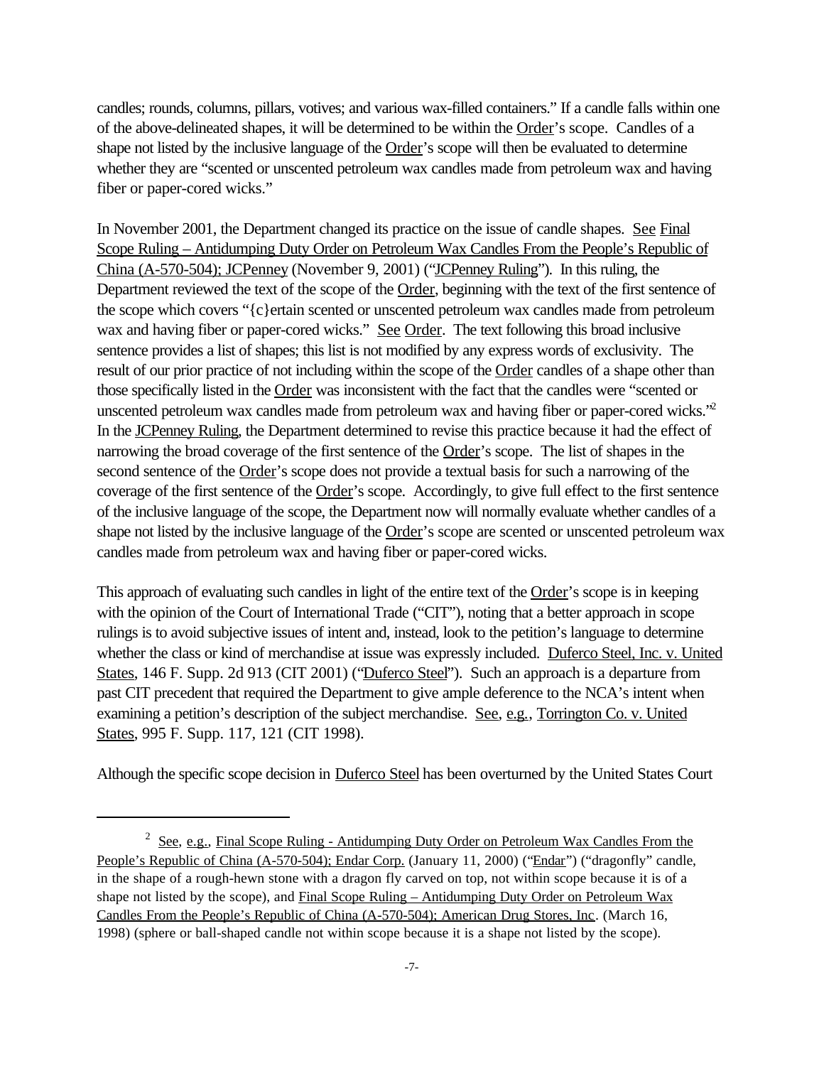candles; rounds, columns, pillars, votives; and various wax-filled containers." If a candle falls within one of the above-delineated shapes, it will be determined to be within the Order's scope. Candles of a shape not listed by the inclusive language of the Order's scope will then be evaluated to determine whether they are "scented or unscented petroleum wax candles made from petroleum wax and having fiber or paper-cored wicks."

In November 2001, the Department changed its practice on the issue of candle shapes. See Final Scope Ruling – Antidumping Duty Order on Petroleum Wax Candles From the People's Republic of China (A-570-504); JCPenney (November 9, 2001) ("JCPenney Ruling"). In this ruling, the Department reviewed the text of the scope of the Order, beginning with the text of the first sentence of the scope which covers "{c}ertain scented or unscented petroleum wax candles made from petroleum wax and having fiber or paper-cored wicks." See Order. The text following this broad inclusive sentence provides a list of shapes; this list is not modified by any express words of exclusivity. The result of our prior practice of not including within the scope of the Order candles of a shape other than those specifically listed in the Order was inconsistent with the fact that the candles were "scented or unscented petroleum wax candles made from petroleum wax and having fiber or paper-cored wicks."[2] In the JCPenney Ruling, the Department determined to revise this practice because it had the effect of narrowing the broad coverage of the first sentence of the Order's scope. The list of shapes in the second sentence of the Order's scope does not provide a textual basis for such a narrowing of the coverage of the first sentence of the Order's scope. Accordingly, to give full effect to the first sentence of the inclusive language of the scope, the Department now will normally evaluate whether candles of a shape not listed by the inclusive language of the Order's scope are scented or unscented petroleum wax candles made from petroleum wax and having fiber or paper-cored wicks.

This approach of evaluating such candles in light of the entire text of the Order's scope is in keeping with the opinion of the Court of International Trade ("CIT"), noting that a better approach in scope rulings is to avoid subjective issues of intent and, instead, look to the petition's language to determine whether the class or kind of merchandise at issue was expressly included. Duferco Steel, Inc. v. United States, 146 F. Supp. 2d 913 (CIT 2001) ("Duferco Steel"). Such an approach is a departure from past CIT precedent that required the Department to give ample deference to the NCA's intent when examining a petition's description of the subject merchandise. See, e.g., Torrington Co. v. United States, 995 F. Supp. 117, 121 (CIT 1998).

Although the specific scope decision in Duferco Steel has been overturned by the United States Court

---

[2] See, e.g., Final Scope Ruling - Antidumping Duty Order on Petroleum Wax Candles From the People's Republic of China (A-570-504); Endar Corp. (January 11, 2000) ("Endar") ("dragonfly" candle, in the shape of a rough-hewn stone with a dragon fly carved on top, not within scope because it is of a shape not listed by the scope), and Final Scope Ruling – Antidumping Duty Order on Petroleum Wax Candles From the People's Republic of China (A-570-504); American Drug Stores, Inc. (March 16, 1998) (sphere or ball-shaped candle not within scope because it is a shape not listed by the scope).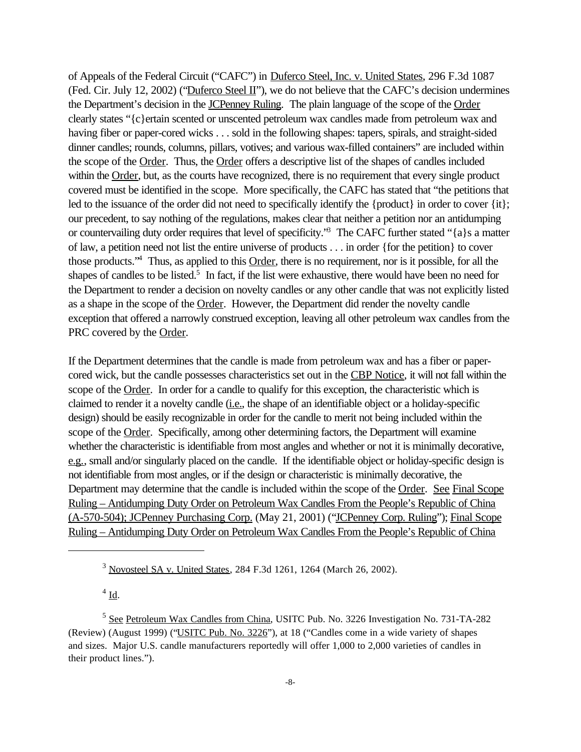of Appeals of the Federal Circuit ("CAFC") in Duferco Steel, Inc. v. United States, 296 F.3d 1087 (Fed. Cir. July 12, 2002) ("Duferco Steel II"), we do not believe that the CAFC's decision undermines the Department's decision in the JCPenney Ruling. The plain language of the scope of the Order clearly states "{c}ertain scented or unscented petroleum wax candles made from petroleum wax and having fiber or paper-cored wicks . . . sold in the following shapes: tapers, spirals, and straight-sided dinner candles; rounds, columns, pillars, votives; and various wax-filled containers" are included within the scope of the Order. Thus, the Order offers a descriptive list of the shapes of candles included within the Order, but, as the courts have recognized, there is no requirement that every single product covered must be identified in the scope. More specifically, the CAFC has stated that "the petitions that led to the issuance of the order did not need to specifically identify the {product} in order to cover {it}; our precedent, to say nothing of the regulations, makes clear that neither a petition nor an antidumping or countervailing duty order requires that level of specificity."[3] The CAFC further stated "{a}s a matter of law, a petition need not list the entire universe of products . . . in order {for the petition} to cover those products."[4] Thus, as applied to this Order, there is no requirement, nor is it possible, for all the shapes of candles to be listed.[5] In fact, if the list were exhaustive, there would have been no need for the Department to render a decision on novelty candles or any other candle that was not explicitly listed as a shape in the scope of the Order. However, the Department did render the novelty candle exception that offered a narrowly construed exception, leaving all other petroleum wax candles from the PRC covered by the Order.

If the Department determines that the candle is made from petroleum wax and has a fiber or paper-cored wick, but the candle possesses characteristics set out in the CBP Notice, it will not fall within the scope of the Order. In order for a candle to qualify for this exception, the characteristic which is claimed to render it a novelty candle (i.e., the shape of an identifiable object or a holiday-specific design) should be easily recognizable in order for the candle to merit not being included within the scope of the Order. Specifically, among other determining factors, the Department will examine whether the characteristic is identifiable from most angles and whether or not it is minimally decorative, e.g., small and/or singularly placed on the candle. If the identifiable object or holiday-specific design is not identifiable from most angles, or if the design or characteristic is minimally decorative, the Department may determine that the candle is included within the scope of the Order. See Final Scope Ruling – Antidumping Duty Order on Petroleum Wax Candles From the People's Republic of China (A-570-504); JCPenney Purchasing Corp. (May 21, 2001) ("JCPenney Corp. Ruling"); Final Scope Ruling – Antidumping Duty Order on Petroleum Wax Candles From the People's Republic of China

---

[3] Novosteel SA v. United States, 284 F.3d 1261, 1264 (March 26, 2002).

[4] Id.

[5] See Petroleum Wax Candles from China, USITC Pub. No. 3226 Investigation No. 731-TA-282 (Review) (August 1999) ("USITC Pub. No. 3226"), at 18 ("Candles come in a wide variety of shapes and sizes. Major U.S. candle manufacturers reportedly will offer 1,000 to 2,000 varieties of candles in their product lines.").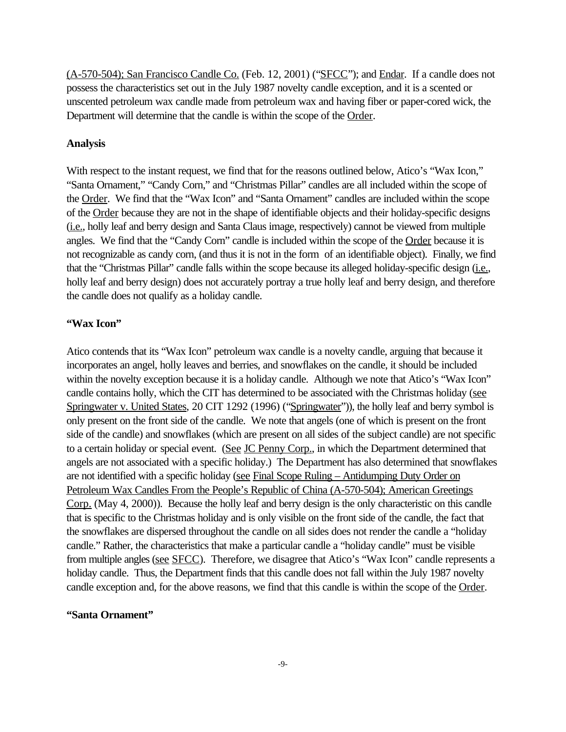(A-570-504); San Francisco Candle Co. (Feb. 12, 2001) ("SFCC"); and Endar. If a candle does not possess the characteristics set out in the July 1987 novelty candle exception, and it is a scented or unscented petroleum wax candle made from petroleum wax and having fiber or paper-cored wick, the Department will determine that the candle is within the scope of the Order.

**Analysis**

With respect to the instant request, we find that for the reasons outlined below, Atico's "Wax Icon," "Santa Ornament," "Candy Corn," and "Christmas Pillar" candles are all included within the scope of the Order. We find that the "Wax Icon" and "Santa Ornament" candles are included within the scope of the Order because they are not in the shape of identifiable objects and their holiday-specific designs (i.e., holly leaf and berry design and Santa Claus image, respectively) cannot be viewed from multiple angles. We find that the "Candy Corn" candle is included within the scope of the Order because it is not recognizable as candy corn, (and thus it is not in the form of an identifiable object). Finally, we find that the "Christmas Pillar" candle falls within the scope because its alleged holiday-specific design (i.e., holly leaf and berry design) does not accurately portray a true holly leaf and berry design, and therefore the candle does not qualify as a holiday candle.

**"Wax Icon"**

Atico contends that its "Wax Icon" petroleum wax candle is a novelty candle, arguing that because it incorporates an angel, holly leaves and berries, and snowflakes on the candle, it should be included within the novelty exception because it is a holiday candle. Although we note that Atico's "Wax Icon" candle contains holly, which the CIT has determined to be associated with the Christmas holiday (see Springwater v. United States, 20 CIT 1292 (1996) ("Springwater")), the holly leaf and berry symbol is only present on the front side of the candle. We note that angels (one of which is present on the front side of the candle) and snowflakes (which are present on all sides of the subject candle) are not specific to a certain holiday or special event. (See JC Penny Corp., in which the Department determined that angels are not associated with a specific holiday.) The Department has also determined that snowflakes are not identified with a specific holiday (see Final Scope Ruling – Antidumping Duty Order on Petroleum Wax Candles From the People's Republic of China (A-570-504); American Greetings Corp. (May 4, 2000)). Because the holly leaf and berry design is the only characteristic on this candle that is specific to the Christmas holiday and is only visible on the front side of the candle, the fact that the snowflakes are dispersed throughout the candle on all sides does not render the candle a "holiday candle." Rather, the characteristics that make a particular candle a "holiday candle" must be visible from multiple angles (see SFCC). Therefore, we disagree that Atico's "Wax Icon" candle represents a holiday candle. Thus, the Department finds that this candle does not fall within the July 1987 novelty candle exception and, for the above reasons, we find that this candle is within the scope of the Order.

**"Santa Ornament"**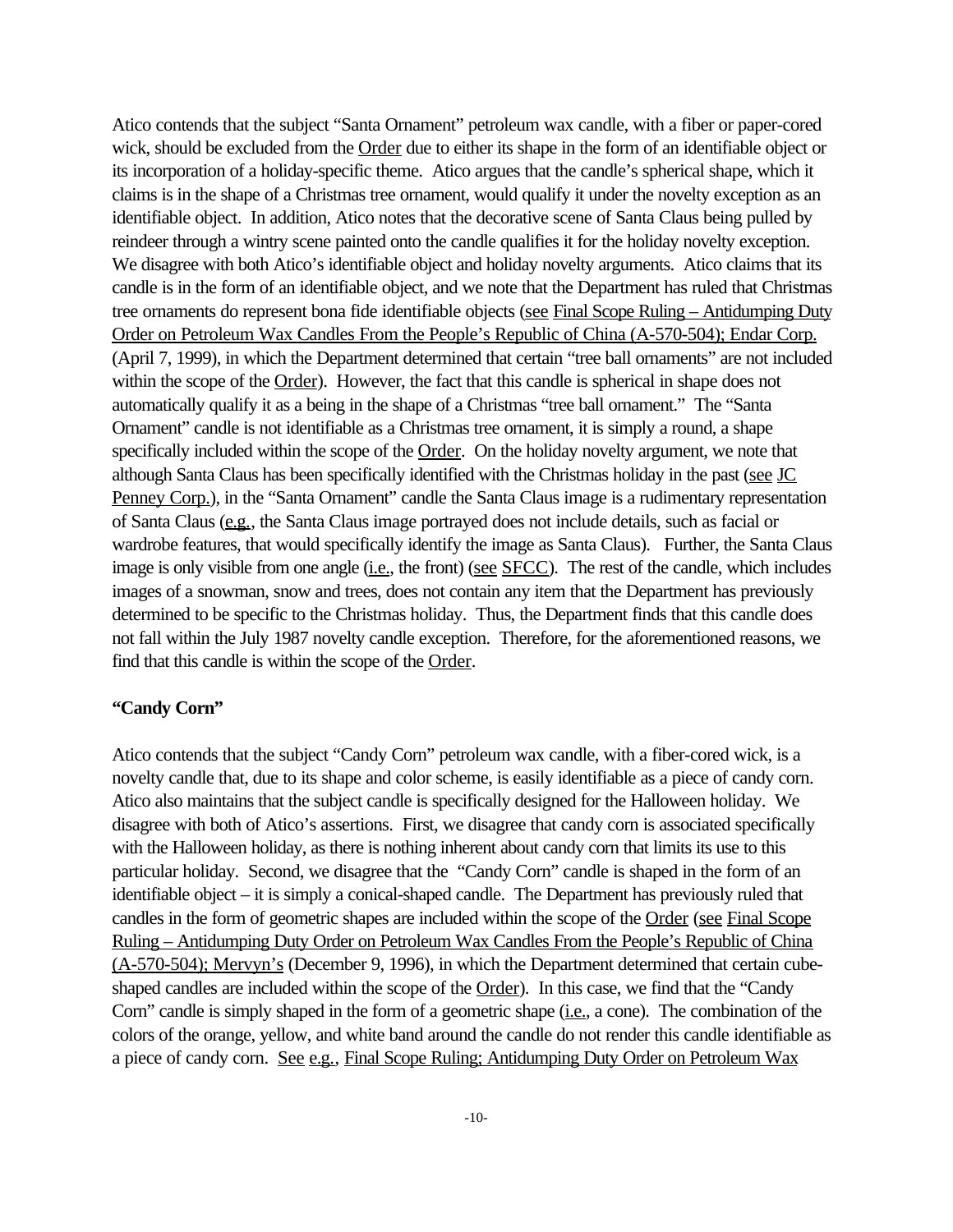Atico contends that the subject "Santa Ornament" petroleum wax candle, with a fiber or paper-cored wick, should be excluded from the Order due to either its shape in the form of an identifiable object or its incorporation of a holiday-specific theme. Atico argues that the candle's spherical shape, which it claims is in the shape of a Christmas tree ornament, would qualify it under the novelty exception as an identifiable object. In addition, Atico notes that the decorative scene of Santa Claus being pulled by reindeer through a wintry scene painted onto the candle qualifies it for the holiday novelty exception. We disagree with both Atico's identifiable object and holiday novelty arguments. Atico claims that its candle is in the form of an identifiable object, and we note that the Department has ruled that Christmas tree ornaments do represent bona fide identifiable objects (see Final Scope Ruling – Antidumping Duty Order on Petroleum Wax Candles From the People's Republic of China (A-570-504); Endar Corp. (April 7, 1999), in which the Department determined that certain "tree ball ornaments" are not included within the scope of the Order). However, the fact that this candle is spherical in shape does not automatically qualify it as a being in the shape of a Christmas "tree ball ornament." The "Santa Ornament" candle is not identifiable as a Christmas tree ornament, it is simply a round, a shape specifically included within the scope of the Order. On the holiday novelty argument, we note that although Santa Claus has been specifically identified with the Christmas holiday in the past (see JC Penney Corp.), in the "Santa Ornament" candle the Santa Claus image is a rudimentary representation of Santa Claus (e.g., the Santa Claus image portrayed does not include details, such as facial or wardrobe features, that would specifically identify the image as Santa Claus). Further, the Santa Claus image is only visible from one angle (i.e., the front) (see SFCC). The rest of the candle, which includes images of a snowman, snow and trees, does not contain any item that the Department has previously determined to be specific to the Christmas holiday. Thus, the Department finds that this candle does not fall within the July 1987 novelty candle exception. Therefore, for the aforementioned reasons, we find that this candle is within the scope of the Order.

**"Candy Corn"**

Atico contends that the subject "Candy Corn" petroleum wax candle, with a fiber-cored wick, is a novelty candle that, due to its shape and color scheme, is easily identifiable as a piece of candy corn. Atico also maintains that the subject candle is specifically designed for the Halloween holiday. We disagree with both of Atico's assertions. First, we disagree that candy corn is associated specifically with the Halloween holiday, as there is nothing inherent about candy corn that limits its use to this particular holiday. Second, we disagree that the "Candy Corn" candle is shaped in the form of an identifiable object – it is simply a conical-shaped candle. The Department has previously ruled that candles in the form of geometric shapes are included within the scope of the Order (see Final Scope Ruling – Antidumping Duty Order on Petroleum Wax Candles From the People's Republic of China (A-570-504); Mervyn's (December 9, 1996), in which the Department determined that certain cube-shaped candles are included within the scope of the Order). In this case, we find that the "Candy Corn" candle is simply shaped in the form of a geometric shape (i.e., a cone). The combination of the colors of the orange, yellow, and white band around the candle do not render this candle identifiable as a piece of candy corn. See e.g., Final Scope Ruling; Antidumping Duty Order on Petroleum Wax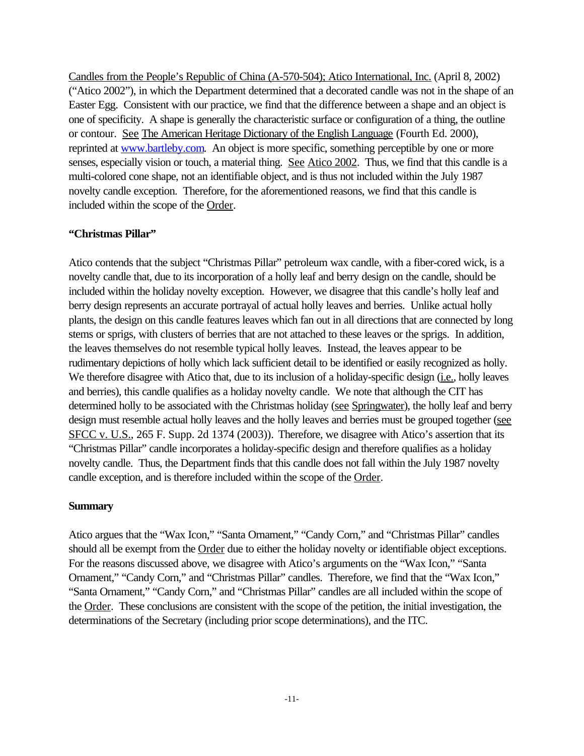Candles from the People's Republic of China (A-570-504); Atico International, Inc. (April 8, 2002) ("Atico 2002"), in which the Department determined that a decorated candle was not in the shape of an Easter Egg. Consistent with our practice, we find that the difference between a shape and an object is one of specificity. A shape is generally the characteristic surface or configuration of a thing, the outline or contour. See The American Heritage Dictionary of the English Language (Fourth Ed. 2000), reprinted at www.bartleby.com. An object is more specific, something perceptible by one or more senses, especially vision or touch, a material thing. See Atico 2002. Thus, we find that this candle is a multi-colored cone shape, not an identifiable object, and is thus not included within the July 1987 novelty candle exception. Therefore, for the aforementioned reasons, we find that this candle is included within the scope of the Order.

**"Christmas Pillar"**

Atico contends that the subject "Christmas Pillar" petroleum wax candle, with a fiber-cored wick, is a novelty candle that, due to its incorporation of a holly leaf and berry design on the candle, should be included within the holiday novelty exception. However, we disagree that this candle's holly leaf and berry design represents an accurate portrayal of actual holly leaves and berries. Unlike actual holly plants, the design on this candle features leaves which fan out in all directions that are connected by long stems or sprigs, with clusters of berries that are not attached to these leaves or the sprigs. In addition, the leaves themselves do not resemble typical holly leaves. Instead, the leaves appear to be rudimentary depictions of holly which lack sufficient detail to be identified or easily recognized as holly. We therefore disagree with Atico that, due to its inclusion of a holiday-specific design (i.e., holly leaves and berries), this candle qualifies as a holiday novelty candle. We note that although the CIT has determined holly to be associated with the Christmas holiday (see Springwater), the holly leaf and berry design must resemble actual holly leaves and the holly leaves and berries must be grouped together (see SFCC v. U.S., 265 F. Supp. 2d 1374 (2003)). Therefore, we disagree with Atico's assertion that its "Christmas Pillar" candle incorporates a holiday-specific design and therefore qualifies as a holiday novelty candle. Thus, the Department finds that this candle does not fall within the July 1987 novelty candle exception, and is therefore included within the scope of the Order.

**Summary**

Atico argues that the "Wax Icon," "Santa Ornament," "Candy Corn," and "Christmas Pillar" candles should all be exempt from the Order due to either the holiday novelty or identifiable object exceptions. For the reasons discussed above, we disagree with Atico's arguments on the "Wax Icon," "Santa Ornament," "Candy Corn," and "Christmas Pillar" candles. Therefore, we find that the "Wax Icon," "Santa Ornament," "Candy Corn," and "Christmas Pillar" candles are all included within the scope of the Order. These conclusions are consistent with the scope of the petition, the initial investigation, the determinations of the Secretary (including prior scope determinations), and the ITC.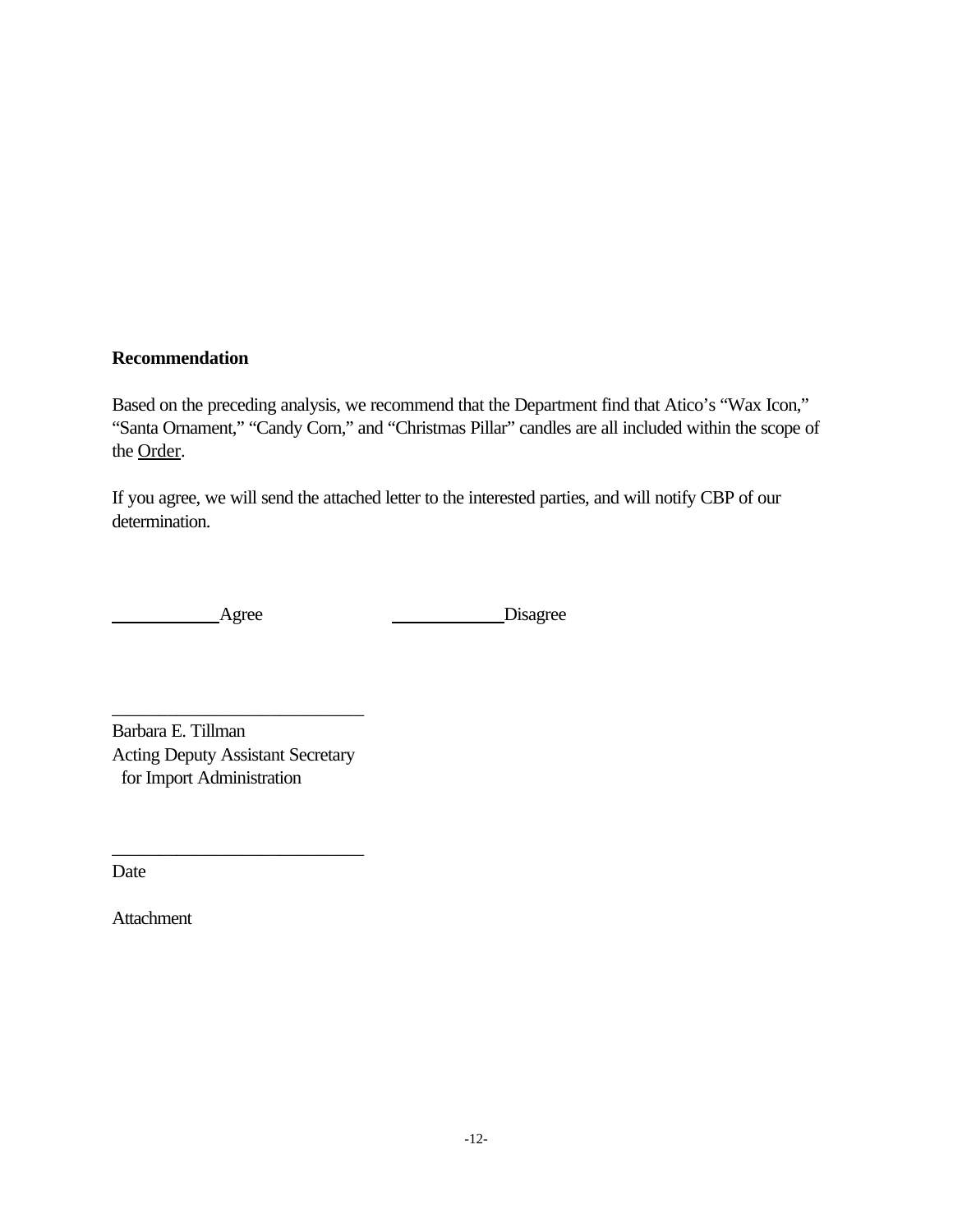**Recommendation**

Based on the preceding analysis, we recommend that the Department find that Atico's "Wax Icon," "Santa Ornament," "Candy Corn," and "Christmas Pillar" candles are all included within the scope of the Order.

If you agree, we will send the attached letter to the interested parties, and will notify CBP of our determination.

\_\_\_\_\_\_\_\_\_\_\_\_ Agree                    \_\_\_\_\_\_\_\_\_\_\_\_ Disagree

\_\_\_\_\_\_\_\_\_\_\_\_\_\_\_\_\_\_\_\_\_\_\_\_\_\_\_\_

Barbara E. Tillman
Acting Deputy Assistant Secretary
for Import Administration

\_\_\_\_\_\_\_\_\_\_\_\_\_\_\_\_\_\_\_\_\_\_\_\_\_\_\_\_

Date

Attachment